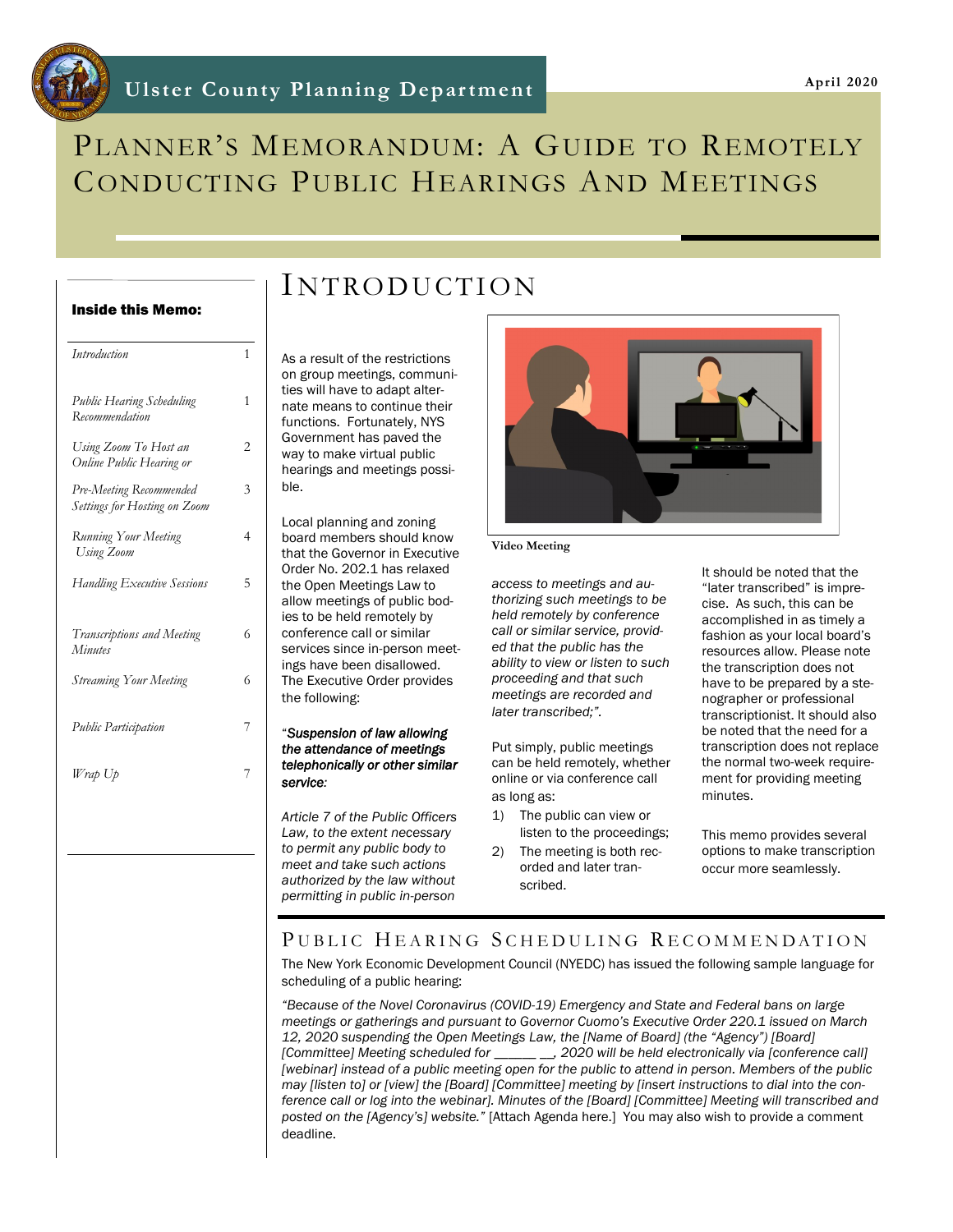Ulster County Planning Department

April 2020

# Planner's Memorandum: A Guide to Remotely Conducting Public Hearings and Meetings

**Inside this Memo:**

| | |
|---|---|
| *Introduction* | 1 |
| *Public Hearing Scheduling Recommendation* | 1 |
| *Using Zoom To Host an Online Public Hearing or* | 2 |
| *Pre-Meeting Recommended Settings for Hosting on Zoom* | 3 |
| *Running Your Meeting Using Zoom* | 4 |
| *Handling Executive Sessions* | 5 |
| *Transcriptions and Meeting Minutes* | 6 |
| *Streaming Your Meeting* | 6 |
| *Public Participation* | 7 |
| *Wrap Up* | 7 |

## Introduction

As a result of the restrictions on group meetings, communities will have to adapt alternate means to continue their functions. Fortunately, NYS Government has paved the way to make virtual public hearings and meetings possible.

Local planning and zoning board members should know that the Governor in Executive Order No. 202.1 has relaxed the Open Meetings Law to allow meetings of public bodies to be held remotely by conference call or similar services since in-person meetings have been disallowed. The Executive Order provides the following:

"***Suspension of law allowing the attendance of meetings telephonically or other similar service:***

*Article 7 of the Public Officers Law, to the extent necessary to permit any public body to meet and take such actions authorized by the law without permitting in public in-person access to meetings and authorizing such meetings to be held remotely by conference call or similar service, provided that the public has the ability to view or listen to such proceeding and that such meetings are recorded and later transcribed;".*

Video Meeting

Put simply, public meetings can be held remotely, whether online or via conference call as long as:

1) The public can view or listen to the proceedings;
2) The meeting is both recorded and later transcribed.

It should be noted that the "later transcribed" is imprecise. As such, this can be accomplished in as timely a fashion as your local board's resources allow. Please note the transcription does not have to be prepared by a stenographer or professional transcriptionist. It should also be noted that the need for a transcription does not replace the normal two-week requirement for providing meeting minutes.

This memo provides several options to make transcription occur more seamlessly.

## Public Hearing Scheduling Recommendation

The New York Economic Development Council (NYEDC) has issued the following sample language for scheduling of a public hearing:

*"Because of the Novel Coronavirus (COVID-19) Emergency and State and Federal bans on large meetings or gatherings and pursuant to Governor Cuomo's Executive Order 220.1 issued on March 12, 2020 suspending the Open Meetings Law, the [Name of Board] (the "Agency") [Board] [Committee] Meeting scheduled for ______ __, 2020 will be held electronically via [conference call] [webinar] instead of a public meeting open for the public to attend in person. Members of the public may [listen to] or [view] the [Board] [Committee] meeting by [insert instructions to dial into the conference call or log into the webinar]. Minutes of the [Board] [Committee] Meeting will transcribed and posted on the [Agency's] website."* [Attach Agenda here.] You may also wish to provide a comment deadline.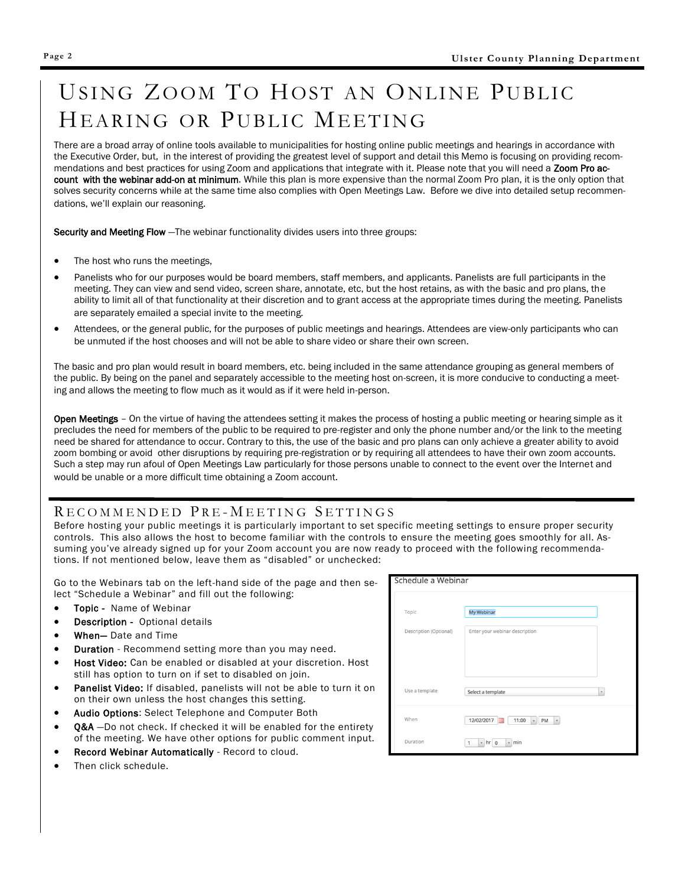# USING ZOOM TO HOST AN ONLINE PUBLIC HEARING OR PUBLIC MEETING

There are a broad array of online tools available to municipalities for hosting online public meetings and hearings in accordance with the Executive Order, but, in the interest of providing the greatest level of support and detail this Memo is focusing on providing recommendations and best practices for using Zoom and applications that integrate with it. Please note that you will need a **Zoom Pro account with the webinar add-on at minimum**. While this plan is more expensive than the normal Zoom Pro plan, it is the only option that solves security concerns while at the same time also complies with Open Meetings Law. Before we dive into detailed setup recommendations, we'll explain our reasoning.

**Security and Meeting Flow** —The webinar functionality divides users into three groups:

- The host who runs the meetings,
- Panelists who for our purposes would be board members, staff members, and applicants. Panelists are full participants in the meeting. They can view and send video, screen share, annotate, etc, but the host retains, as with the basic and pro plans, the ability to limit all of that functionality at their discretion and to grant access at the appropriate times during the meeting. Panelists are separately emailed a special invite to the meeting.
- Attendees, or the general public, for the purposes of public meetings and hearings. Attendees are view-only participants who can be unmuted if the host chooses and will not be able to share video or share their own screen.

The basic and pro plan would result in board members, etc. being included in the same attendance grouping as general members of the public. By being on the panel and separately accessible to the meeting host on-screen, it is more conducive to conducting a meeting and allows the meeting to flow much as it would as if it were held in-person.

**Open Meetings** – On the virtue of having the attendees setting it makes the process of hosting a public meeting or hearing simple as it precludes the need for members of the public to be required to pre-register and only the phone number and/or the link to the meeting need be shared for attendance to occur. Contrary to this, the use of the basic and pro plans can only achieve a greater ability to avoid zoom bombing or avoid other disruptions by requiring pre-registration or by requiring all attendees to have their own zoom accounts. Such a step may run afoul of Open Meetings Law particularly for those persons unable to connect to the event over the Internet and would be unable or a more difficult time obtaining a Zoom account.

## RECOMMENDED PRE-MEETING SETTINGS

Before hosting your public meetings it is particularly important to set specific meeting settings to ensure proper security controls. This also allows the host to become familiar with the controls to ensure the meeting goes smoothly for all. Assuming you've already signed up for your Zoom account you are now ready to proceed with the following recommendations. If not mentioned below, leave them as "disabled" or unchecked:

Go to the Webinars tab on the left-hand side of the page and then select "Schedule a Webinar" and fill out the following:

- **Topic -** Name of Webinar
- **Description -** Optional details
- **When—** Date and Time
- **Duration** - Recommend setting more than you may need.
- **Host Video:** Can be enabled or disabled at your discretion. Host still has option to turn on if set to disabled on join.
- **Panelist Video:** If disabled, panelists will not be able to turn it on on their own unless the host changes this setting.
- **Audio Options**: Select Telephone and Computer Both
- **Q&A** —Do not check. If checked it will be enabled for the entirety of the meeting. We have other options for public comment input.
- **Record Webinar Automatically** - Record to cloud.
- Then click schedule.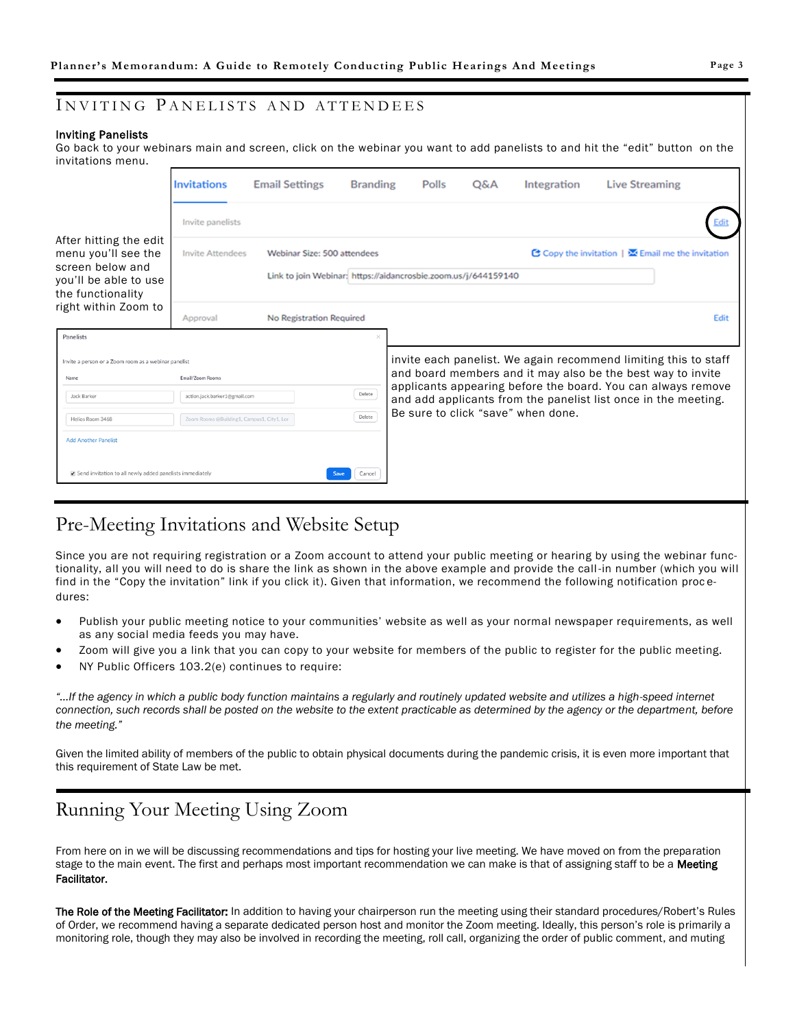## Inviting Panelists and Attendees

### Inviting Panelists

Go back to your webinars main and screen, click on the webinar you want to add panelists to and hit the "edit" button on the invitations menu.

After hitting the edit menu you'll see the screen below and you'll be able to use the functionality right within Zoom to invite each panelist. We again recommend limiting this to staff and board members and it may also be the best way to invite applicants appearing before the board. You can always remove and add applicants from the panelist list once in the meeting. Be sure to click "save" when done.

## Pre-Meeting Invitations and Website Setup

Since you are not requiring registration or a Zoom account to attend your public meeting or hearing by using the webinar functionality, all you will need to do is share the link as shown in the above example and provide the call-in number (which you will find in the "Copy the invitation" link if you click it). Given that information, we recommend the following notification procedures:

- Publish your public meeting notice to your communities' website as well as your normal newspaper requirements, as well as any social media feeds you may have.
- Zoom will give you a link that you can copy to your website for members of the public to register for the public meeting.
- NY Public Officers 103.2(e) continues to require:

*"...If the agency in which a public body function maintains a regularly and routinely updated website and utilizes a high-speed internet connection, such records shall be posted on the website to the extent practicable as determined by the agency or the department, before the meeting."*

Given the limited ability of members of the public to obtain physical documents during the pandemic crisis, it is even more important that this requirement of State Law be met.

## Running Your Meeting Using Zoom

From here on in we will be discussing recommendations and tips for hosting your live meeting. We have moved on from the preparation stage to the main event. The first and perhaps most important recommendation we can make is that of assigning staff to be a **Meeting Facilitator.**

**The Role of the Meeting Facilitator:** In addition to having your chairperson run the meeting using their standard procedures/Robert's Rules of Order, we recommend having a separate dedicated person host and monitor the Zoom meeting. Ideally, this person's role is primarily a monitoring role, though they may also be involved in recording the meeting, roll call, organizing the order of public comment, and muting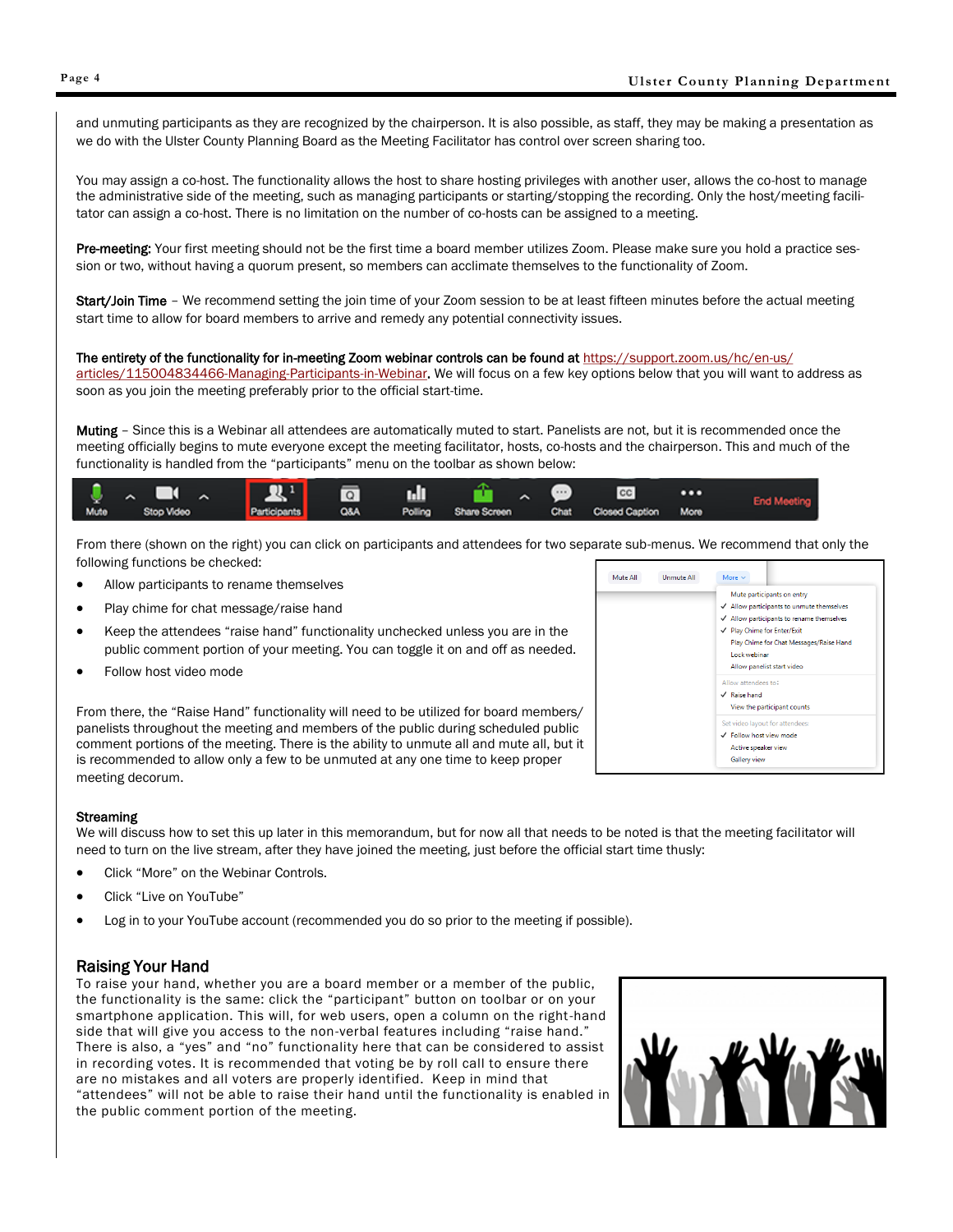and unmuting participants as they are recognized by the chairperson. It is also possible, as staff, they may be making a presentation as we do with the Ulster County Planning Board as the Meeting Facilitator has control over screen sharing too.

You may assign a co-host. The functionality allows the host to share hosting privileges with another user, allows the co-host to manage the administrative side of the meeting, such as managing participants or starting/stopping the recording. Only the host/meeting facilitator can assign a co-host. There is no limitation on the number of co-hosts can be assigned to a meeting.

**Pre-meeting:** Your first meeting should not be the first time a board member utilizes Zoom. Please make sure you hold a practice session or two, without having a quorum present, so members can acclimate themselves to the functionality of Zoom.

**Start/Join Time** – We recommend setting the join time of your Zoom session to be at least fifteen minutes before the actual meeting start time to allow for board members to arrive and remedy any potential connectivity issues.

**The entirety of the functionality for in-meeting Zoom webinar controls can be found at** https://support.zoom.us/hc/en-us/articles/115004834466-Managing-Participants-in-Webinar. We will focus on a few key options below that you will want to address as soon as you join the meeting preferably prior to the official start-time.

**Muting** – Since this is a Webinar all attendees are automatically muted to start. Panelists are not, but it is recommended once the meeting officially begins to mute everyone except the meeting facilitator, hosts, co-hosts and the chairperson. This and much of the functionality is handled from the "participants" menu on the toolbar as shown below:

From there (shown on the right) you can click on participants and attendees for two separate sub-menus. We recommend that only the following functions be checked:

- Allow participants to rename themselves
- Play chime for chat message/raise hand
- Keep the attendees "raise hand" functionality unchecked unless you are in the public comment portion of your meeting. You can toggle it on and off as needed.
- Follow host video mode

From there, the "Raise Hand" functionality will need to be utilized for board members/panelists throughout the meeting and members of the public during scheduled public comment portions of the meeting. There is the ability to unmute all and mute all, but it is recommended to allow only a few to be unmuted at any one time to keep proper meeting decorum.

**Streaming**

We will discuss how to set this up later in this memorandum, but for now all that needs to be noted is that the meeting facilitator will need to turn on the live stream, after they have joined the meeting, just before the official start time thusly:

- Click "More" on the Webinar Controls.
- Click "Live on YouTube"
- Log in to your YouTube account (recommended you do so prior to the meeting if possible).

## Raising Your Hand

To raise your hand, whether you are a board member or a member of the public, the functionality is the same: click the "participant" button on toolbar or on your smartphone application. This will, for web users, open a column on the right-hand side that will give you access to the non-verbal features including "raise hand." There is also, a "yes" and "no" functionality here that can be considered to assist in recording votes. It is recommended that voting be by roll call to ensure there are no mistakes and all voters are properly identified. Keep in mind that "attendees" will not be able to raise their hand until the functionality is enabled in the public comment portion of the meeting.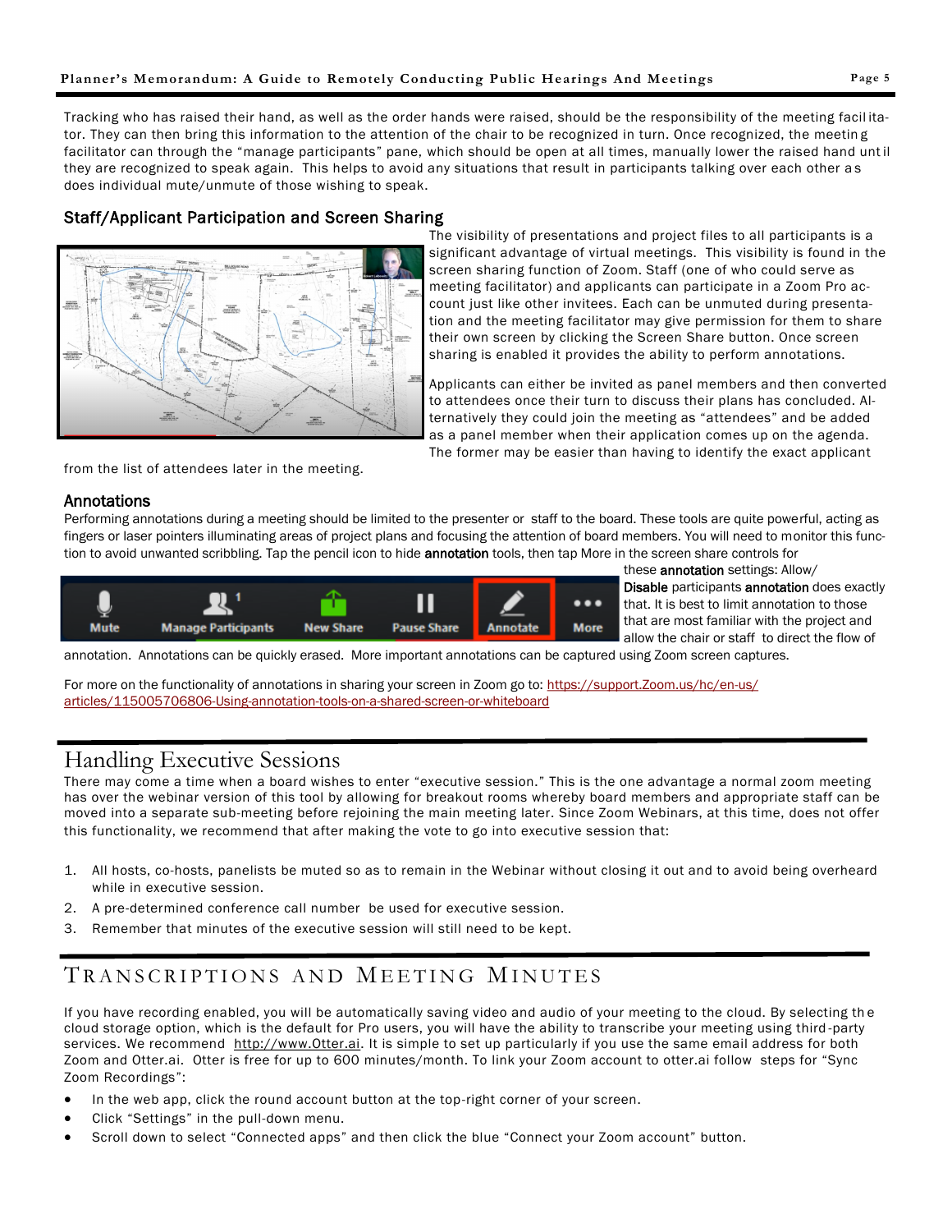Tracking who has raised their hand, as well as the order hands were raised, should be the responsibility of the meeting facilitator. They can then bring this information to the attention of the chair to be recognized in turn. Once recognized, the meeting facilitator can through the "manage participants" pane, which should be open at all times, manually lower the raised hand until they are recognized to speak again. This helps to avoid any situations that result in participants talking over each other as does individual mute/unmute of those wishing to speak.

### Staff/Applicant Participation and Screen Sharing

The visibility of presentations and project files to all participants is a significant advantage of virtual meetings. This visibility is found in the screen sharing function of Zoom. Staff (one of who could serve as meeting facilitator) and applicants can participate in a Zoom Pro account just like other invitees. Each can be unmuted during presentation and the meeting facilitator may give permission for them to share their own screen by clicking the Screen Share button. Once screen sharing is enabled it provides the ability to perform annotations.

Applicants can either be invited as panel members and then converted to attendees once their turn to discuss their plans has concluded. Alternatively they could join the meeting as "attendees" and be added as a panel member when their application comes up on the agenda. The former may be easier than having to identify the exact applicant from the list of attendees later in the meeting.

### Annotations

Performing annotations during a meeting should be limited to the presenter or staff to the board. These tools are quite powerful, acting as fingers or laser pointers illuminating areas of project plans and focusing the attention of board members. You will need to monitor this function to avoid unwanted scribbling. Tap the pencil icon to hide **annotation** tools, then tap More in the screen share controls for these **annotation** settings: Allow/**Disable** participants **annotation** does exactly that. It is best to limit annotation to those that are most familiar with the project and allow the chair or staff to direct the flow of annotation. Annotations can be quickly erased. More important annotations can be captured using Zoom screen captures.

For more on the functionality of annotations in sharing your screen in Zoom go to: https://support.Zoom.us/hc/en-us/articles/115005706806-Using-annotation-tools-on-a-shared-screen-or-whiteboard

## Handling Executive Sessions

There may come a time when a board wishes to enter "executive session." This is the one advantage a normal zoom meeting has over the webinar version of this tool by allowing for breakout rooms whereby board members and appropriate staff can be moved into a separate sub-meeting before rejoining the main meeting later. Since Zoom Webinars, at this time, does not offer this functionality, we recommend that after making the vote to go into executive session that:

1. All hosts, co-hosts, panelists be muted so as to remain in the Webinar without closing it out and to avoid being overheard while in executive session.
2. A pre-determined conference call number be used for executive session.
3. Remember that minutes of the executive session will still need to be kept.

## Transcriptions and Meeting Minutes

If you have recording enabled, you will be automatically saving video and audio of your meeting to the cloud. By selecting the cloud storage option, which is the default for Pro users, you will have the ability to transcribe your meeting using third-party services. We recommend http://www.Otter.ai. It is simple to set up particularly if you use the same email address for both Zoom and Otter.ai. Otter is free for up to 600 minutes/month. To link your Zoom account to otter.ai follow steps for "Sync Zoom Recordings":

- In the web app, click the round account button at the top-right corner of your screen.
- Click "Settings" in the pull-down menu.
- Scroll down to select "Connected apps" and then click the blue "Connect your Zoom account" button.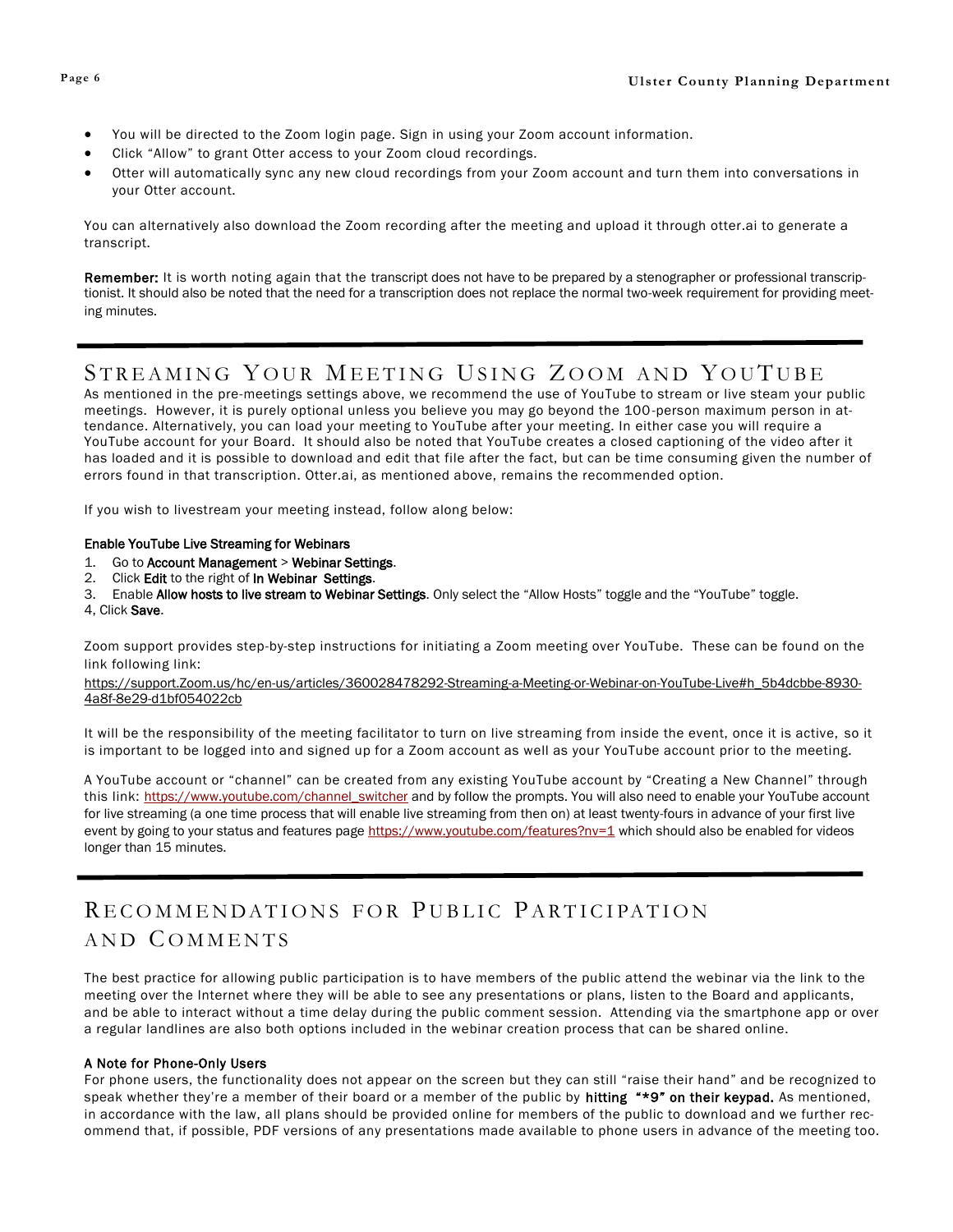- You will be directed to the Zoom login page. Sign in using your Zoom account information.
- Click “Allow” to grant Otter access to your Zoom cloud recordings.
- Otter will automatically sync any new cloud recordings from your Zoom account and turn them into conversations in your Otter account.

You can alternatively also download the Zoom recording after the meeting and upload it through otter.ai to generate a transcript.

**Remember:** It is worth noting again that the transcript does not have to be prepared by a stenographer or professional transcriptionist. It should also be noted that the need for a transcription does not replace the normal two-week requirement for providing meeting minutes.

## Streaming Your Meeting Using Zoom and YouTube

As mentioned in the pre-meetings settings above, we recommend the use of YouTube to stream or live steam your public meetings. However, it is purely optional unless you believe you may go beyond the 100-person maximum person in attendance. Alternatively, you can load your meeting to YouTube after your meeting. In either case you will require a YouTube account for your Board. It should also be noted that YouTube creates a closed captioning of the video after it has loaded and it is possible to download and edit that file after the fact, but can be time consuming given the number of errors found in that transcription. Otter.ai, as mentioned above, remains the recommended option.

If you wish to livestream your meeting instead, follow along below:

**Enable YouTube Live Streaming for Webinars**

1. Go to **Account Management** > **Webinar Settings**.
2. Click **Edit** to the right of **In Webinar Settings**.
3. Enable **Allow hosts to live stream to Webinar Settings**. Only select the “Allow Hosts” toggle and the “YouTube” toggle.

4, Click **Save**.

Zoom support provides step-by-step instructions for initiating a Zoom meeting over YouTube. These can be found on the link following link:

https://support.Zoom.us/hc/en-us/articles/360028478292-Streaming-a-Meeting-or-Webinar-on-YouTube-Live#h_5b4dcbbe-8930-4a8f-8e29-d1bf054022cb

It will be the responsibility of the meeting facilitator to turn on live streaming from inside the event, once it is active, so it is important to be logged into and signed up for a Zoom account as well as your YouTube account prior to the meeting.

A YouTube account or “channel” can be created from any existing YouTube account by “Creating a New Channel” through this link: https://www.youtube.com/channel_switcher and by follow the prompts. You will also need to enable your YouTube account for live streaming (a one time process that will enable live streaming from then on) at least twenty-fours in advance of your first live event by going to your status and features page https://www.youtube.com/features?nv=1 which should also be enabled for videos longer than 15 minutes.

## Recommendations for Public Participation and Comments

The best practice for allowing public participation is to have members of the public attend the webinar via the link to the meeting over the Internet where they will be able to see any presentations or plans, listen to the Board and applicants, and be able to interact without a time delay during the public comment session. Attending via the smartphone app or over a regular landlines are also both options included in the webinar creation process that can be shared online.

**A Note for Phone-Only Users**

For phone users, the functionality does not appear on the screen but they can still “raise their hand” and be recognized to speak whether they’re a member of their board or a member of the public by **hitting “*9” on their keypad.** As mentioned, in accordance with the law, all plans should be provided online for members of the public to download and we further recommend that, if possible, PDF versions of any presentations made available to phone users in advance of the meeting too.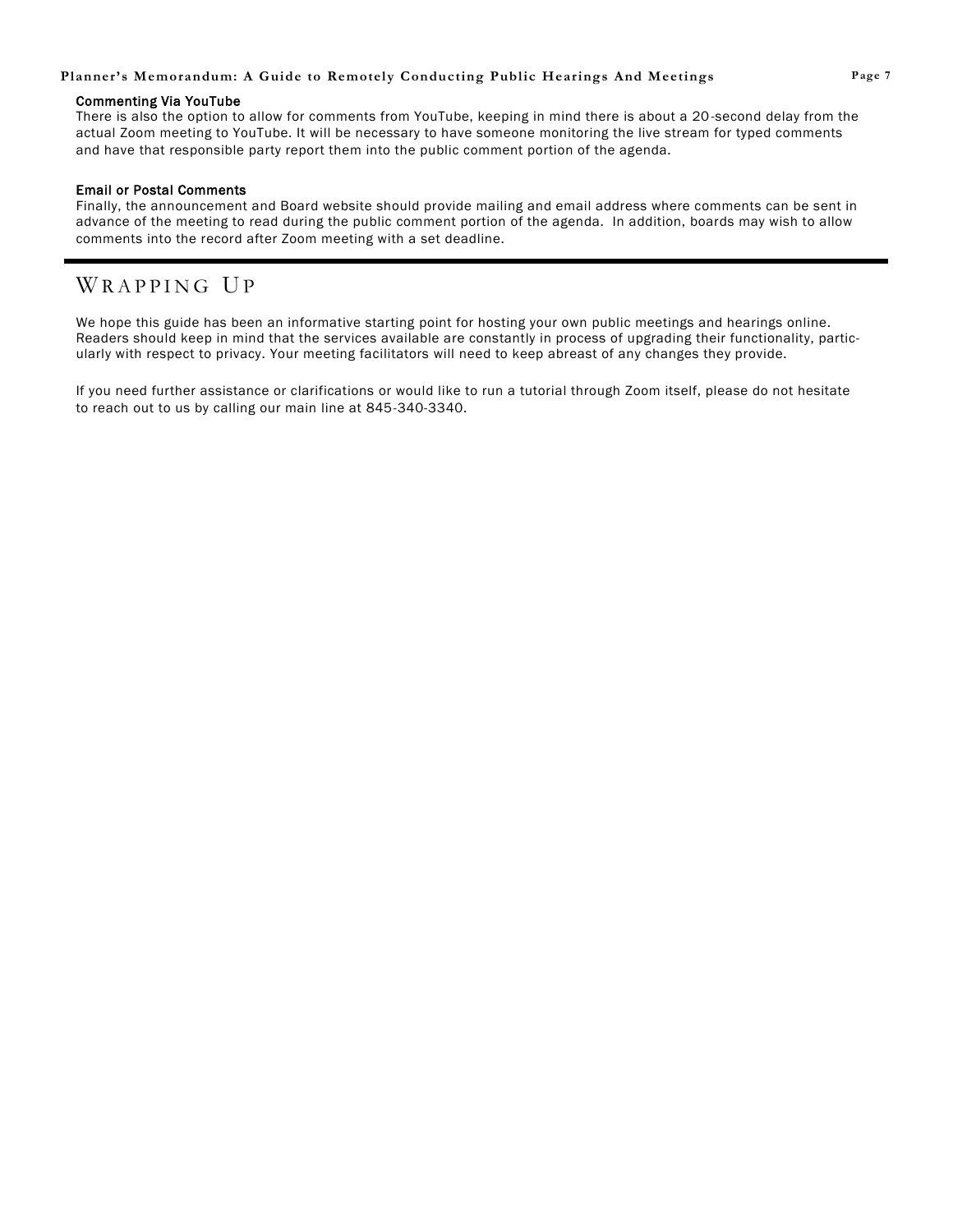### Commenting Via YouTube

There is also the option to allow for comments from YouTube, keeping in mind there is about a 20-second delay from the actual Zoom meeting to YouTube. It will be necessary to have someone monitoring the live stream for typed comments and have that responsible party report them into the public comment portion of the agenda.

### Email or Postal Comments

Finally, the announcement and Board website should provide mailing and email address where comments can be sent in advance of the meeting to read during the public comment portion of the agenda. In addition, boards may wish to allow comments into the record after Zoom meeting with a set deadline.

## Wrapping Up

We hope this guide has been an informative starting point for hosting your own public meetings and hearings online. Readers should keep in mind that the services available are constantly in process of upgrading their functionality, particularly with respect to privacy. Your meeting facilitators will need to keep abreast of any changes they provide.

If you need further assistance or clarifications or would like to run a tutorial through Zoom itself, please do not hesitate to reach out to us by calling our main line at 845-340-3340.